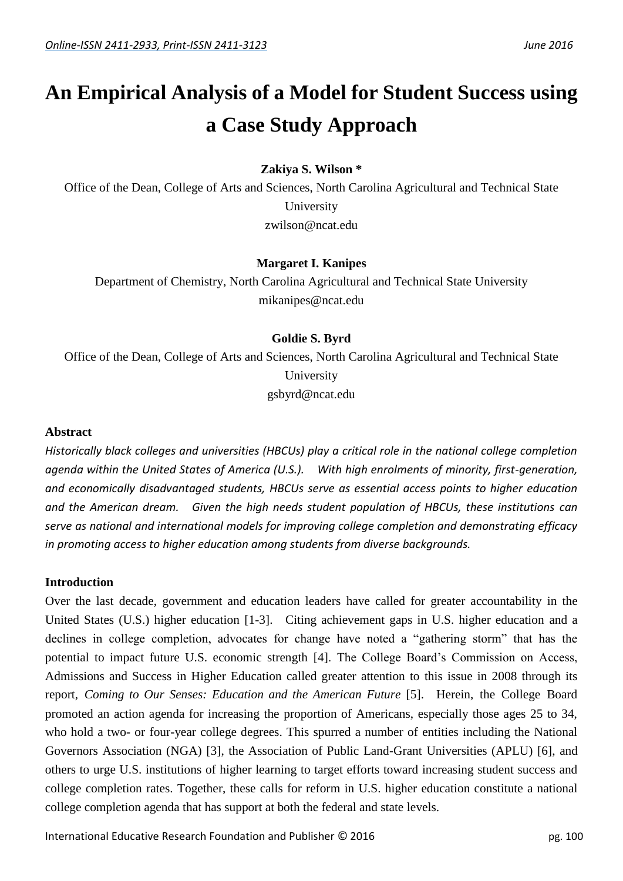# An Empirical Analysis of a Model for Student Success using a Case Study Approach

**Zakiya S. Wilson ***

Office of the Dean, College of Arts and Sciences, North Carolina Agricultural and Technical State University

zwilson@ncat.edu

**Margaret I. Kanipes**

Department of Chemistry, North Carolina Agricultural and Technical State University

mikanipes@ncat.edu

**Goldie S. Byrd**

Office of the Dean, College of Arts and Sciences, North Carolina Agricultural and Technical State University

gsbyrd@ncat.edu

## Abstract

*Historically black colleges and universities (HBCUs) play a critical role in the national college completion agenda within the United States of America (U.S.). With high enrolments of minority, first-generation, and economically disadvantaged students, HBCUs serve as essential access points to higher education and the American dream. Given the high needs student population of HBCUs, these institutions can serve as national and international models for improving college completion and demonstrating efficacy in promoting access to higher education among students from diverse backgrounds.*

## Introduction

Over the last decade, government and education leaders have called for greater accountability in the United States (U.S.) higher education [1-3]. Citing achievement gaps in U.S. higher education and a declines in college completion, advocates for change have noted a "gathering storm" that has the potential to impact future U.S. economic strength [4]. The College Board's Commission on Access, Admissions and Success in Higher Education called greater attention to this issue in 2008 through its report, *Coming to Our Senses: Education and the American Future* [5]. Herein, the College Board promoted an action agenda for increasing the proportion of Americans, especially those ages 25 to 34, who hold a two- or four-year college degrees. This spurred a number of entities including the National Governors Association (NGA) [3], the Association of Public Land-Grant Universities (APLU) [6], and others to urge U.S. institutions of higher learning to target efforts toward increasing student success and college completion rates. Together, these calls for reform in U.S. higher education constitute a national college completion agenda that has support at both the federal and state levels.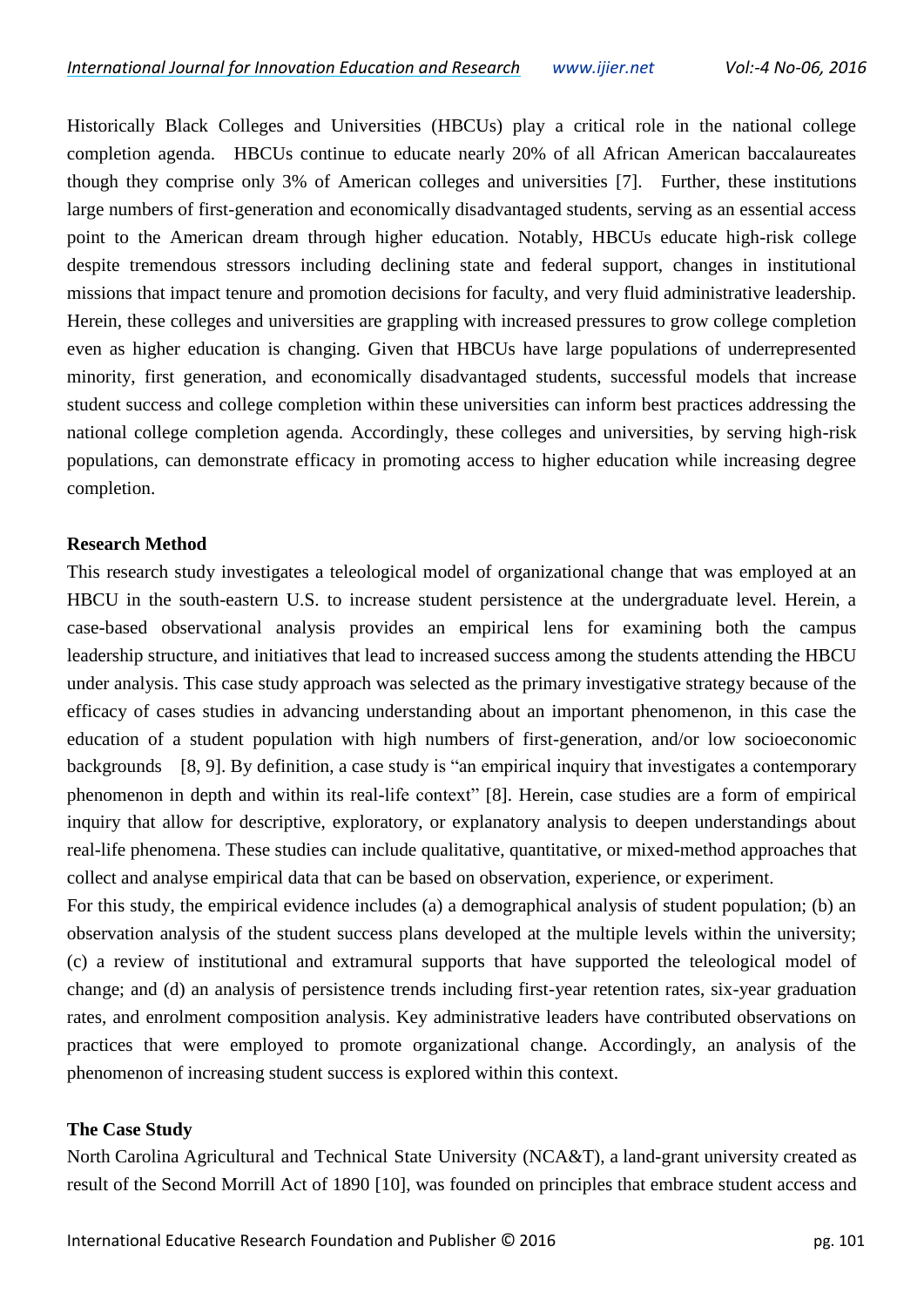Historically Black Colleges and Universities (HBCUs) play a critical role in the national college completion agenda. HBCUs continue to educate nearly 20% of all African American baccalaureates though they comprise only 3% of American colleges and universities [7]. Further, these institutions large numbers of first-generation and economically disadvantaged students, serving as an essential access point to the American dream through higher education. Notably, HBCUs educate high-risk college despite tremendous stressors including declining state and federal support, changes in institutional missions that impact tenure and promotion decisions for faculty, and very fluid administrative leadership. Herein, these colleges and universities are grappling with increased pressures to grow college completion even as higher education is changing. Given that HBCUs have large populations of underrepresented minority, first generation, and economically disadvantaged students, successful models that increase student success and college completion within these universities can inform best practices addressing the national college completion agenda. Accordingly, these colleges and universities, by serving high-risk populations, can demonstrate efficacy in promoting access to higher education while increasing degree completion.

**Research Method**

This research study investigates a teleological model of organizational change that was employed at an HBCU in the south-eastern U.S. to increase student persistence at the undergraduate level. Herein, a case-based observational analysis provides an empirical lens for examining both the campus leadership structure, and initiatives that lead to increased success among the students attending the HBCU under analysis. This case study approach was selected as the primary investigative strategy because of the efficacy of cases studies in advancing understanding about an important phenomenon, in this case the education of a student population with high numbers of first-generation, and/or low socioeconomic backgrounds [8, 9]. By definition, a case study is "an empirical inquiry that investigates a contemporary phenomenon in depth and within its real-life context" [8]. Herein, case studies are a form of empirical inquiry that allow for descriptive, exploratory, or explanatory analysis to deepen understandings about real-life phenomena. These studies can include qualitative, quantitative, or mixed-method approaches that collect and analyse empirical data that can be based on observation, experience, or experiment.

For this study, the empirical evidence includes (a) a demographical analysis of student population; (b) an observation analysis of the student success plans developed at the multiple levels within the university; (c) a review of institutional and extramural supports that have supported the teleological model of change; and (d) an analysis of persistence trends including first-year retention rates, six-year graduation rates, and enrolment composition analysis. Key administrative leaders have contributed observations on practices that were employed to promote organizational change. Accordingly, an analysis of the phenomenon of increasing student success is explored within this context.

**The Case Study**

North Carolina Agricultural and Technical State University (NCA&T), a land-grant university created as result of the Second Morrill Act of 1890 [10], was founded on principles that embrace student access and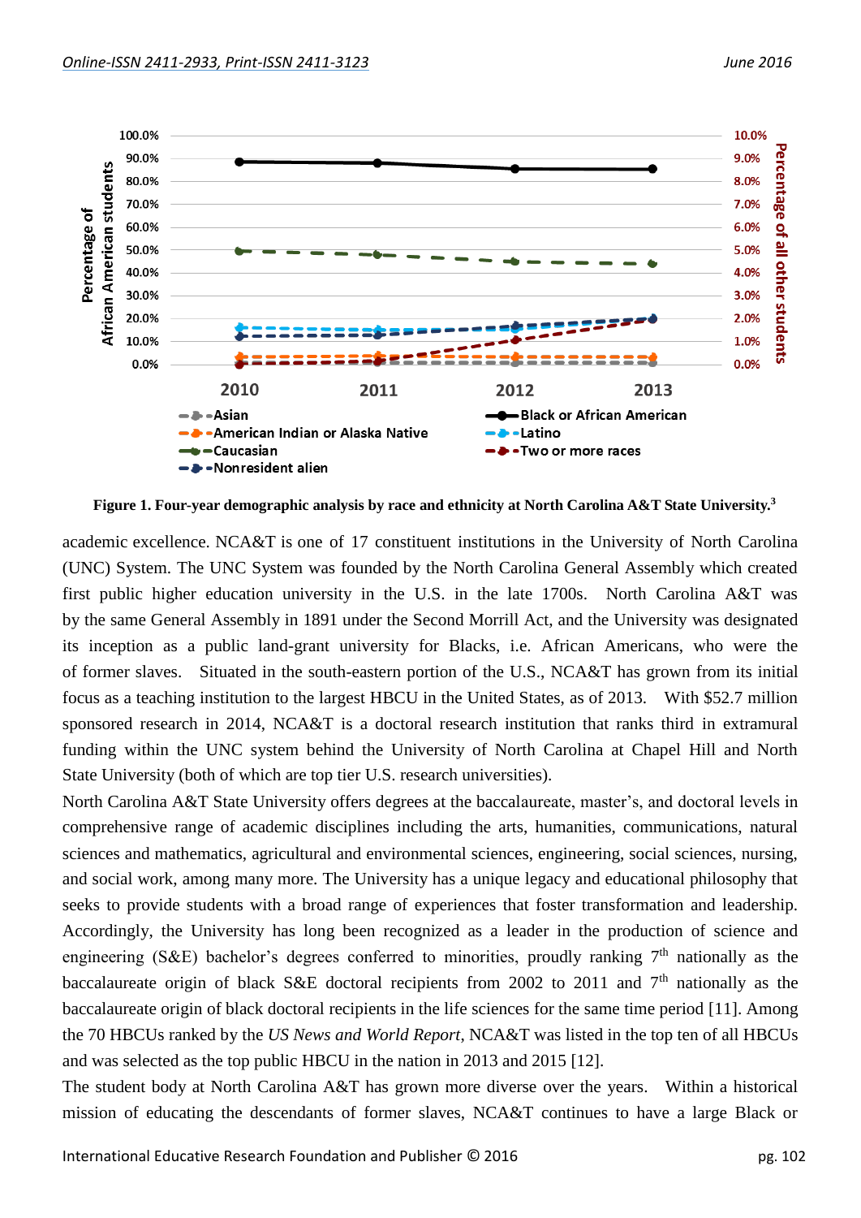**Figure 1. Four-year demographic analysis by race and ethnicity at North Carolina A&T State University.[3]**

academic excellence. NCA&T is one of 17 constituent institutions in the University of North Carolina (UNC) System. The UNC System was founded by the North Carolina General Assembly which created first public higher education university in the U.S. in the late 1700s. North Carolina A&T was by the same General Assembly in 1891 under the Second Morrill Act, and the University was designated its inception as a public land-grant university for Blacks, i.e. African Americans, who were the of former slaves. Situated in the south-eastern portion of the U.S., NCA&T has grown from its initial focus as a teaching institution to the largest HBCU in the United States, as of 2013. With $52.7 million sponsored research in 2014, NCA&T is a doctoral research institution that ranks third in extramural funding within the UNC system behind the University of North Carolina at Chapel Hill and North State University (both of which are top tier U.S. research universities).

North Carolina A&T State University offers degrees at the baccalaureate, master's, and doctoral levels in comprehensive range of academic disciplines including the arts, humanities, communications, natural sciences and mathematics, agricultural and environmental sciences, engineering, social sciences, nursing, and social work, among many more. The University has a unique legacy and educational philosophy that seeks to provide students with a broad range of experiences that foster transformation and leadership. Accordingly, the University has long been recognized as a leader in the production of science and engineering (S&E) bachelor's degrees conferred to minorities, proudly ranking 7th nationally as the baccalaureate origin of black S&E doctoral recipients from 2002 to 2011 and 7th nationally as the baccalaureate origin of black doctoral recipients in the life sciences for the same time period [11]. Among the 70 HBCUs ranked by the *US News and World Report*, NCA&T was listed in the top ten of all HBCUs and was selected as the top public HBCU in the nation in 2013 and 2015 [12].

The student body at North Carolina A&T has grown more diverse over the years. Within a historical mission of educating the descendants of former slaves, NCA&T continues to have a large Black or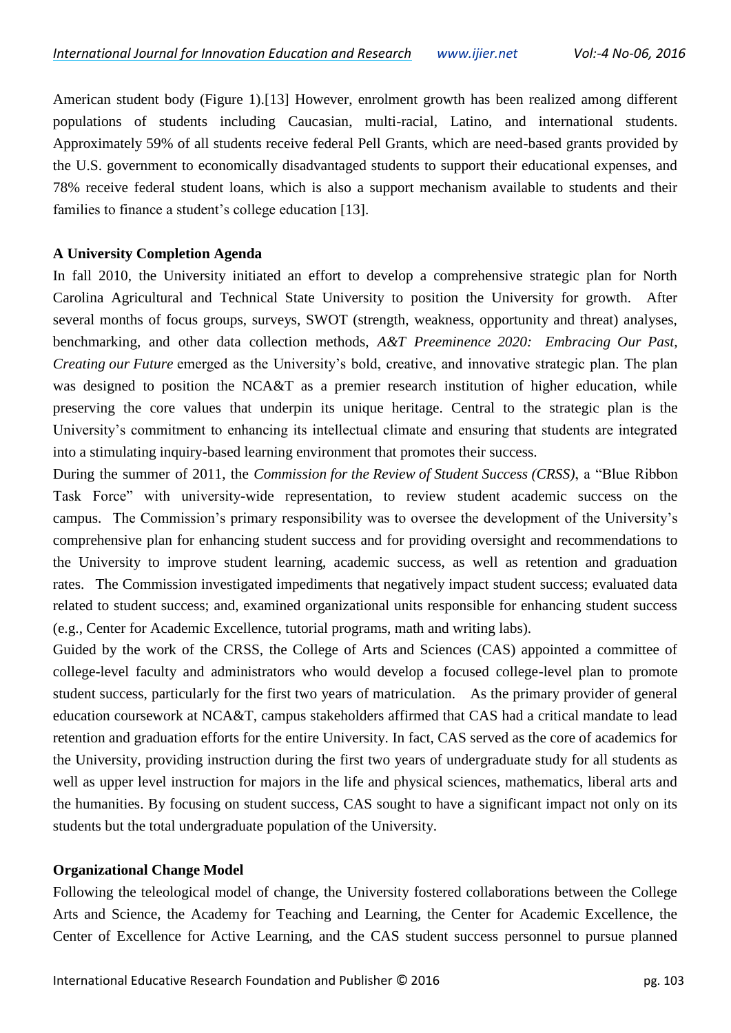American student body (Figure 1).[13] However, enrolment growth has been realized among different populations of students including Caucasian, multi-racial, Latino, and international students. Approximately 59% of all students receive federal Pell Grants, which are need-based grants provided by the U.S. government to economically disadvantaged students to support their educational expenses, and 78% receive federal student loans, which is also a support mechanism available to students and their families to finance a student's college education [13].

**A University Completion Agenda**

In fall 2010, the University initiated an effort to develop a comprehensive strategic plan for North Carolina Agricultural and Technical State University to position the University for growth. After several months of focus groups, surveys, SWOT (strength, weakness, opportunity and threat) analyses, benchmarking, and other data collection methods, *A&T Preeminence 2020: Embracing Our Past, Creating our Future* emerged as the University's bold, creative, and innovative strategic plan. The plan was designed to position the NCA&T as a premier research institution of higher education, while preserving the core values that underpin its unique heritage. Central to the strategic plan is the University's commitment to enhancing its intellectual climate and ensuring that students are integrated into a stimulating inquiry-based learning environment that promotes their success.

During the summer of 2011, the *Commission for the Review of Student Success (CRSS)*, a "Blue Ribbon Task Force" with university-wide representation, to review student academic success on the campus. The Commission's primary responsibility was to oversee the development of the University's comprehensive plan for enhancing student success and for providing oversight and recommendations to the University to improve student learning, academic success, as well as retention and graduation rates. The Commission investigated impediments that negatively impact student success; evaluated data related to student success; and, examined organizational units responsible for enhancing student success (e.g., Center for Academic Excellence, tutorial programs, math and writing labs).

Guided by the work of the CRSS, the College of Arts and Sciences (CAS) appointed a committee of college-level faculty and administrators who would develop a focused college-level plan to promote student success, particularly for the first two years of matriculation. As the primary provider of general education coursework at NCA&T, campus stakeholders affirmed that CAS had a critical mandate to lead retention and graduation efforts for the entire University. In fact, CAS served as the core of academics for the University, providing instruction during the first two years of undergraduate study for all students as well as upper level instruction for majors in the life and physical sciences, mathematics, liberal arts and the humanities. By focusing on student success, CAS sought to have a significant impact not only on its students but the total undergraduate population of the University.

**Organizational Change Model**

Following the teleological model of change, the University fostered collaborations between the College Arts and Science, the Academy for Teaching and Learning, the Center for Academic Excellence, the Center of Excellence for Active Learning, and the CAS student success personnel to pursue planned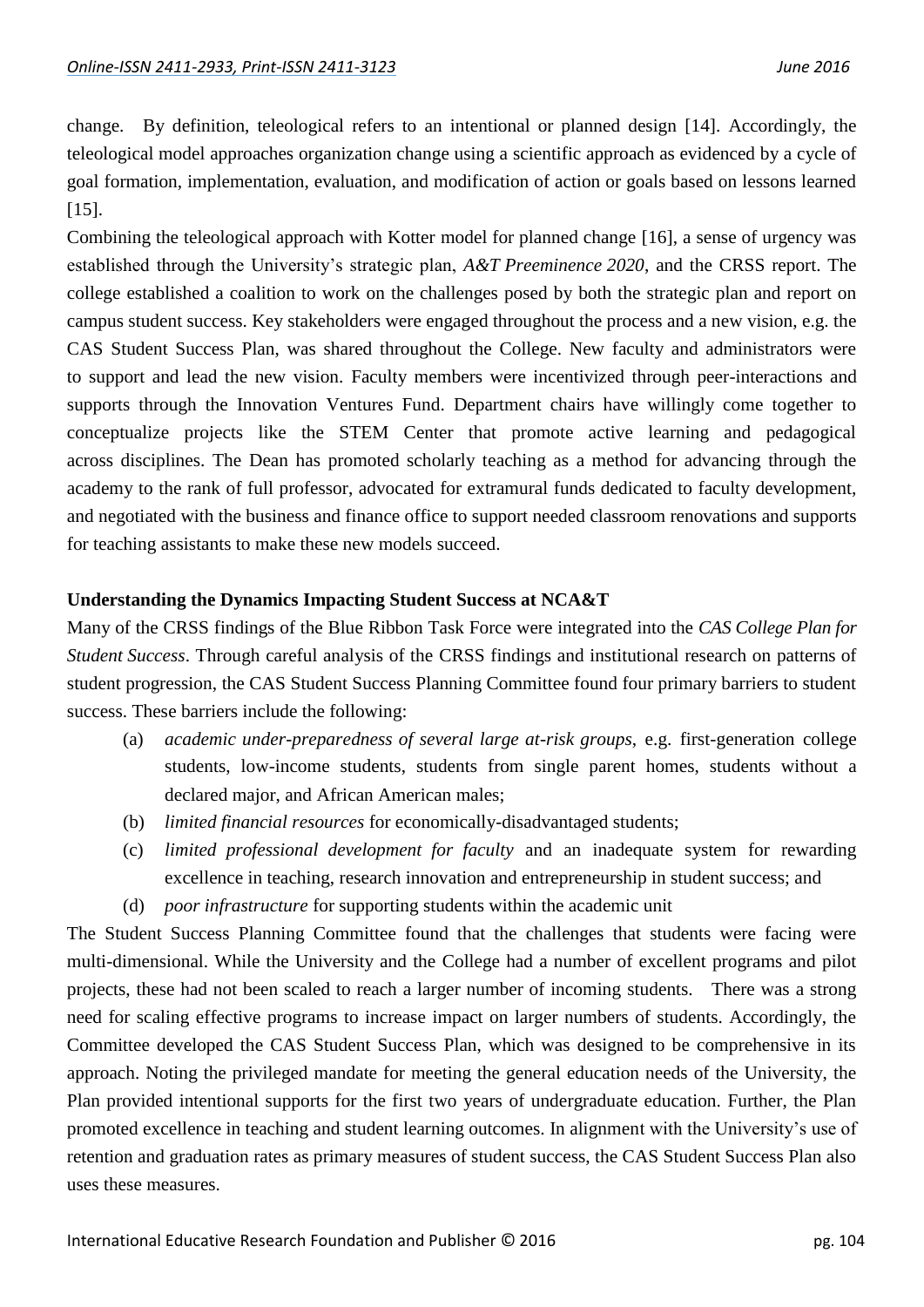change. By definition, teleological refers to an intentional or planned design [14]. Accordingly, the teleological model approaches organization change using a scientific approach as evidenced by a cycle of goal formation, implementation, evaluation, and modification of action or goals based on lessons learned [15].

Combining the teleological approach with Kotter model for planned change [16], a sense of urgency was established through the University's strategic plan, *A&T Preeminence 2020,* and the CRSS report. The college established a coalition to work on the challenges posed by both the strategic plan and report on campus student success. Key stakeholders were engaged throughout the process and a new vision, e.g. the CAS Student Success Plan, was shared throughout the College. New faculty and administrators were to support and lead the new vision. Faculty members were incentivized through peer-interactions and supports through the Innovation Ventures Fund. Department chairs have willingly come together to conceptualize projects like the STEM Center that promote active learning and pedagogical across disciplines. The Dean has promoted scholarly teaching as a method for advancing through the academy to the rank of full professor, advocated for extramural funds dedicated to faculty development, and negotiated with the business and finance office to support needed classroom renovations and supports for teaching assistants to make these new models succeed.

**Understanding the Dynamics Impacting Student Success at NCA&T**

Many of the CRSS findings of the Blue Ribbon Task Force were integrated into the *CAS College Plan for Student Success*. Through careful analysis of the CRSS findings and institutional research on patterns of student progression, the CAS Student Success Planning Committee found four primary barriers to student success. These barriers include the following:

(a) *academic under-preparedness of several large at-risk groups*, e.g. first-generation college students, low-income students, students from single parent homes, students without a declared major, and African American males;

(b) *limited financial resources* for economically-disadvantaged students;

(c) *limited professional development for faculty* and an inadequate system for rewarding excellence in teaching, research innovation and entrepreneurship in student success; and

(d) *poor infrastructure* for supporting students within the academic unit

The Student Success Planning Committee found that the challenges that students were facing were multi-dimensional. While the University and the College had a number of excellent programs and pilot projects, these had not been scaled to reach a larger number of incoming students. There was a strong need for scaling effective programs to increase impact on larger numbers of students. Accordingly, the Committee developed the CAS Student Success Plan, which was designed to be comprehensive in its approach. Noting the privileged mandate for meeting the general education needs of the University, the Plan provided intentional supports for the first two years of undergraduate education. Further, the Plan promoted excellence in teaching and student learning outcomes. In alignment with the University's use of retention and graduation rates as primary measures of student success, the CAS Student Success Plan also uses these measures.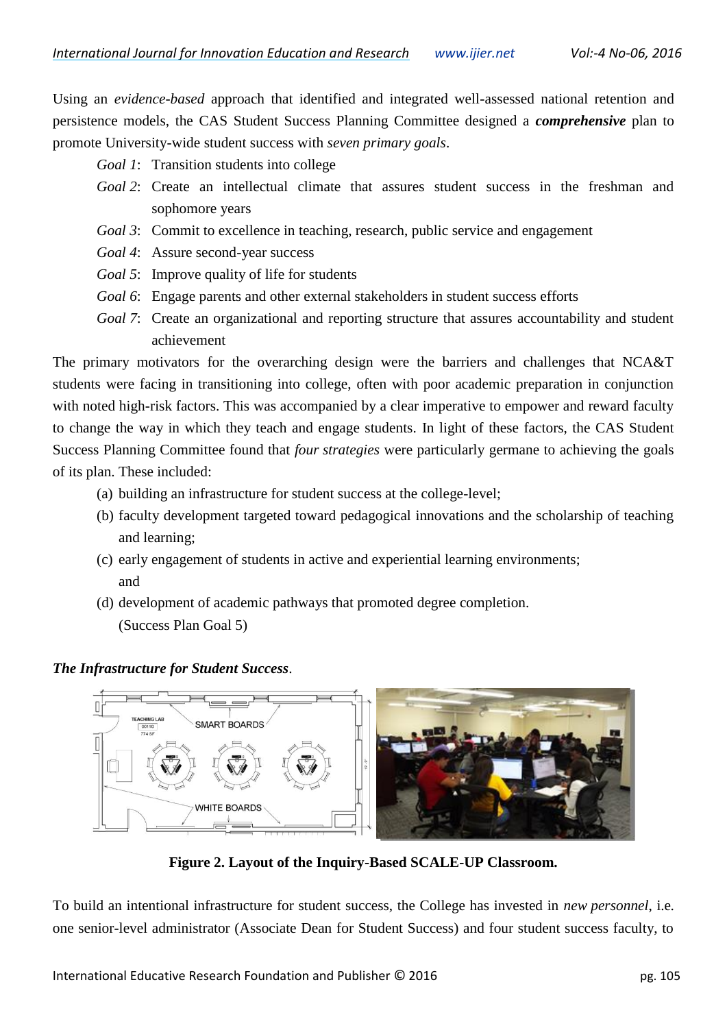Using an *evidence-based* approach that identified and integrated well-assessed national retention and persistence models, the CAS Student Success Planning Committee designed a ***comprehensive*** plan to promote University-wide student success with *seven primary goals*.

*Goal 1*: Transition students into college

*Goal 2*: Create an intellectual climate that assures student success in the freshman and sophomore years

*Goal 3*: Commit to excellence in teaching, research, public service and engagement

*Goal 4*: Assure second-year success

*Goal 5*: Improve quality of life for students

*Goal 6*: Engage parents and other external stakeholders in student success efforts

*Goal 7*: Create an organizational and reporting structure that assures accountability and student achievement

The primary motivators for the overarching design were the barriers and challenges that NCA&T students were facing in transitioning into college, often with poor academic preparation in conjunction with noted high-risk factors. This was accompanied by a clear imperative to empower and reward faculty to change the way in which they teach and engage students. In light of these factors, the CAS Student Success Planning Committee found that *four strategies* were particularly germane to achieving the goals of its plan. These included:

(a) building an infrastructure for student success at the college-level;

(b) faculty development targeted toward pedagogical innovations and the scholarship of teaching and learning;

(c) early engagement of students in active and experiential learning environments; and

(d) development of academic pathways that promoted degree completion. (Success Plan Goal 5)

***The Infrastructure for Student Success***.

**Figure 2. Layout of the Inquiry-Based SCALE-UP Classroom.**

To build an intentional infrastructure for student success, the College has invested in *new personnel*, i.e. one senior-level administrator (Associate Dean for Student Success) and four student success faculty, to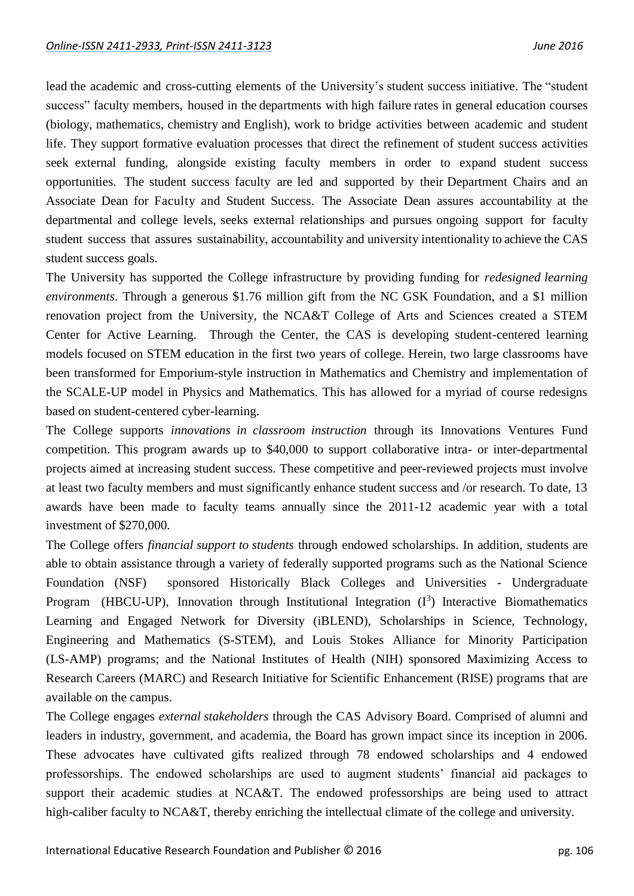lead the academic and cross-cutting elements of the University's student success initiative. The "student success" faculty members, housed in the departments with high failure rates in general education courses (biology, mathematics, chemistry and English), work to bridge activities between academic and student life. They support formative evaluation processes that direct the refinement of student success activities seek external funding, alongside existing faculty members in order to expand student success opportunities. The student success faculty are led and supported by their Department Chairs and an Associate Dean for Faculty and Student Success. The Associate Dean assures accountability at the departmental and college levels, seeks external relationships and pursues ongoing support for faculty student success that assures sustainability, accountability and university intentionality to achieve the CAS student success goals.

The University has supported the College infrastructure by providing funding for *redesigned learning environments*. Through a generous $1.76 million gift from the NC GSK Foundation, and a $1 million renovation project from the University, the NCA&T College of Arts and Sciences created a STEM Center for Active Learning. Through the Center, the CAS is developing student-centered learning models focused on STEM education in the first two years of college. Herein, two large classrooms have been transformed for Emporium-style instruction in Mathematics and Chemistry and implementation of the SCALE-UP model in Physics and Mathematics. This has allowed for a myriad of course redesigns based on student-centered cyber-learning.

The College supports *innovations in classroom instruction* through its Innovations Ventures Fund competition. This program awards up to $40,000 to support collaborative intra- or inter-departmental projects aimed at increasing student success. These competitive and peer-reviewed projects must involve at least two faculty members and must significantly enhance student success and /or research. To date, 13 awards have been made to faculty teams annually since the 2011-12 academic year with a total investment of $270,000.

The College offers *financial support to students* through endowed scholarships. In addition, students are able to obtain assistance through a variety of federally supported programs such as the National Science Foundation (NSF) sponsored Historically Black Colleges and Universities - Undergraduate Program (HBCU-UP), Innovation through Institutional Integration ($I^3$) Interactive Biomathematics Learning and Engaged Network for Diversity (iBLEND), Scholarships in Science, Technology, Engineering and Mathematics (S-STEM), and Louis Stokes Alliance for Minority Participation (LS-AMP) programs; and the National Institutes of Health (NIH) sponsored Maximizing Access to Research Careers (MARC) and Research Initiative for Scientific Enhancement (RISE) programs that are available on the campus.

The College engages *external stakeholders* through the CAS Advisory Board. Comprised of alumni and leaders in industry, government, and academia, the Board has grown impact since its inception in 2006. These advocates have cultivated gifts realized through 78 endowed scholarships and 4 endowed professorships. The endowed scholarships are used to augment students' financial aid packages to support their academic studies at NCA&T. The endowed professorships are being used to attract high-caliber faculty to NCA&T, thereby enriching the intellectual climate of the college and university.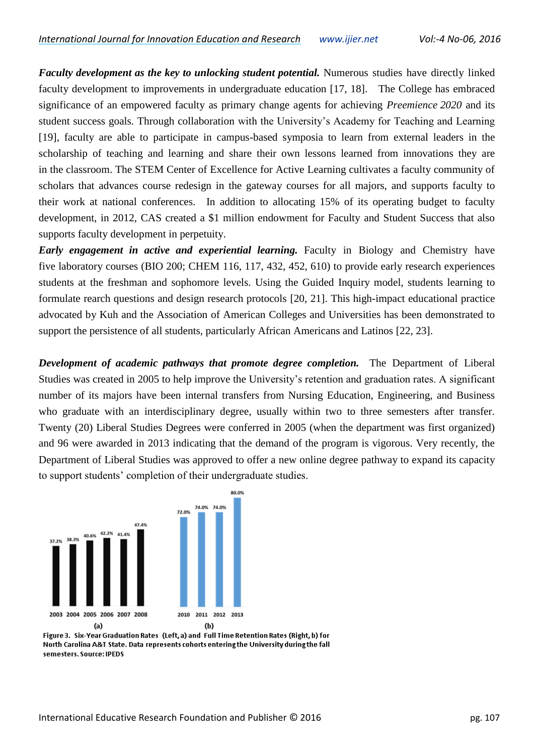***Faculty development as the key to unlocking student potential.*** Numerous studies have directly linked faculty development to improvements in undergraduate education [17, 18]. The College has embraced significance of an empowered faculty as primary change agents for achieving *Preemience 2020* and its student success goals. Through collaboration with the University's Academy for Teaching and Learning [19], faculty are able to participate in campus-based symposia to learn from external leaders in the scholarship of teaching and learning and share their own lessons learned from innovations they are in the classroom. The STEM Center of Excellence for Active Learning cultivates a faculty community of scholars that advances course redesign in the gateway courses for all majors, and supports faculty to their work at national conferences. In addition to allocating 15% of its operating budget to faculty development, in 2012, CAS created a $1 million endowment for Faculty and Student Success that also supports faculty development in perpetuity.

***Early engagement in active and experiential learning.*** Faculty in Biology and Chemistry have five laboratory courses (BIO 200; CHEM 116, 117, 432, 452, 610) to provide early research experiences students at the freshman and sophomore levels. Using the Guided Inquiry model, students learning to formulate rearch questions and design research protocols [20, 21]. This high-impact educational practice advocated by Kuh and the Association of American Colleges and Universities has been demonstrated to support the persistence of all students, particularly African Americans and Latinos [22, 23].

***Development of academic pathways that promote degree completion.*** The Department of Liberal Studies was created in 2005 to help improve the University's retention and graduation rates. A significant number of its majors have been internal transfers from Nursing Education, Engineering, and Business who graduate with an interdisciplinary degree, usually within two to three semesters after transfer. Twenty (20) Liberal Studies Degrees were conferred in 2005 (when the department was first organized) and 96 were awarded in 2013 indicating that the demand of the program is vigorous. Very recently, the Department of Liberal Studies was approved to offer a new online degree pathway to expand its capacity to support students' completion of their undergraduate studies.

| (a) Year | Six-Year Graduation Rate |
|---|---|
| 2003 | 37.2% |
| 2004 | 38.3% |
| 2005 | 40.6% |
| 2006 | 42.2% |
| 2007 | 41.4% |
| 2008 | 47.4% |

| (b) Year | Full Time Retention Rate |
|---|---|
| 2010 | 72.0% |
| 2011 | 74.0% |
| 2012 | 74.0% |
| 2013 | 80.0% |

**Figure 3. Six-Year Graduation Rates (Left, a) and Full Time Retention Rates (Right, b) for North Carolina A&T State. Data represents cohorts entering the University during the fall semesters. Source: IPEDS**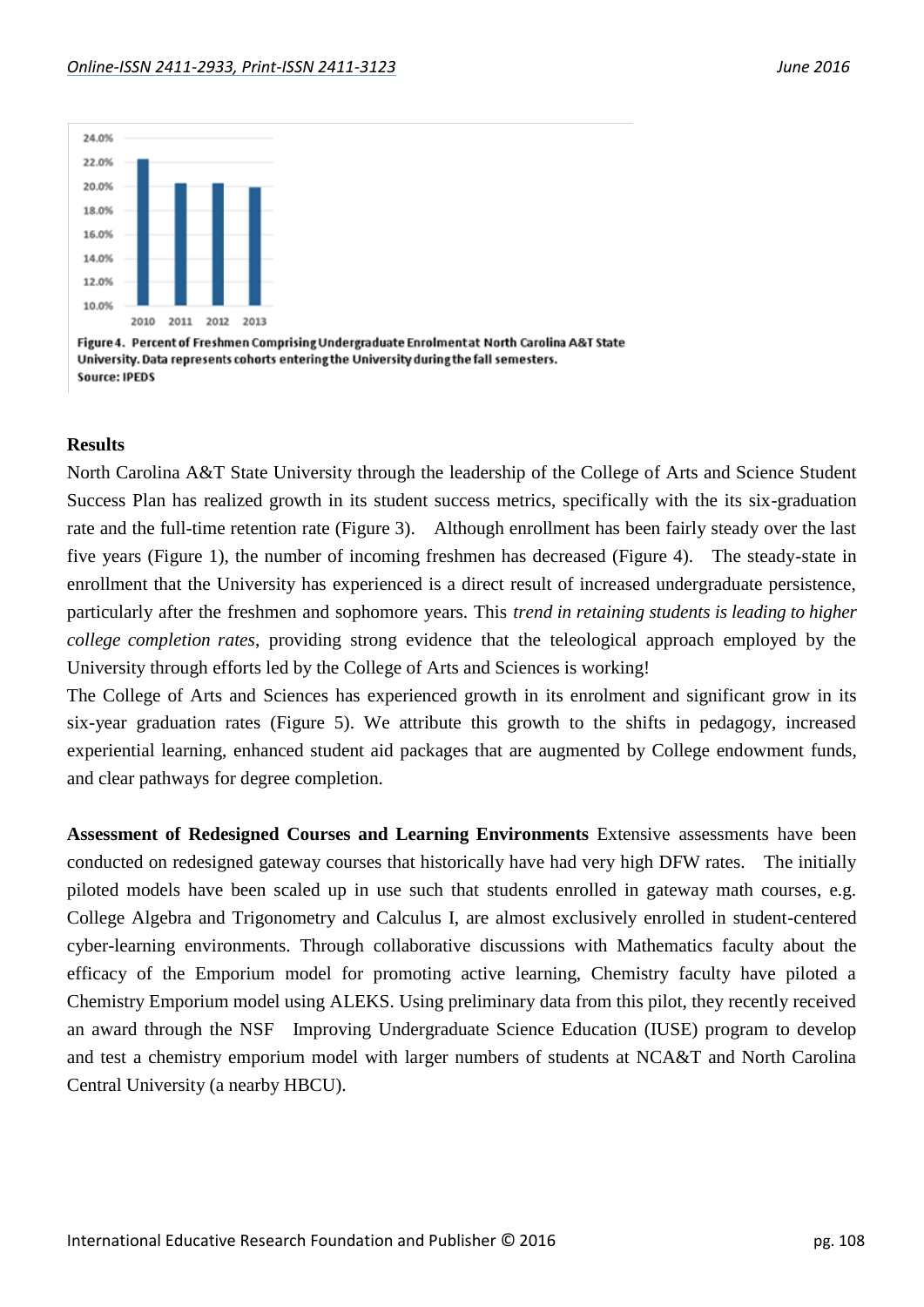Figure 4. Percent of Freshmen Comprising Undergraduate Enrolment at North Carolina A&T State University. Data represents cohorts entering the University during the fall semesters.
Source: IPEDS

**Results**

North Carolina A&T State University through the leadership of the College of Arts and Science Student Success Plan has realized growth in its student success metrics, specifically with the its six-graduation rate and the full-time retention rate (Figure 3). Although enrollment has been fairly steady over the last five years (Figure 1), the number of incoming freshmen has decreased (Figure 4). The steady-state in enrollment that the University has experienced is a direct result of increased undergraduate persistence, particularly after the freshmen and sophomore years. This *trend in retaining students is leading to higher college completion rates*, providing strong evidence that the teleological approach employed by the University through efforts led by the College of Arts and Sciences is working!

The College of Arts and Sciences has experienced growth in its enrolment and significant grow in its six-year graduation rates (Figure 5). We attribute this growth to the shifts in pedagogy, increased experiential learning, enhanced student aid packages that are augmented by College endowment funds, and clear pathways for degree completion.

**Assessment of Redesigned Courses and Learning Environments** Extensive assessments have been conducted on redesigned gateway courses that historically have had very high DFW rates. The initially piloted models have been scaled up in use such that students enrolled in gateway math courses, e.g. College Algebra and Trigonometry and Calculus I, are almost exclusively enrolled in student-centered cyber-learning environments. Through collaborative discussions with Mathematics faculty about the efficacy of the Emporium model for promoting active learning, Chemistry faculty have piloted a Chemistry Emporium model using ALEKS. Using preliminary data from this pilot, they recently received an award through the NSF Improving Undergraduate Science Education (IUSE) program to develop and test a chemistry emporium model with larger numbers of students at NCA&T and North Carolina Central University (a nearby HBCU).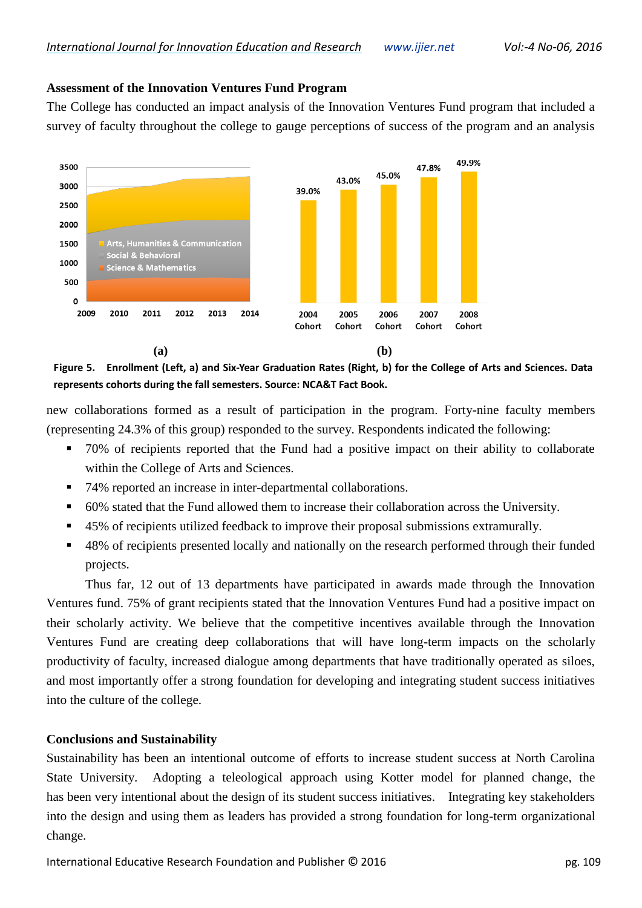**Assessment of the Innovation Ventures Fund Program**

The College has conducted an impact analysis of the Innovation Ventures Fund program that included a survey of faculty throughout the college to gauge perceptions of success of the program and an analysis

(a) (b)

**Figure 5. Enrollment (Left, a) and Six-Year Graduation Rates (Right, b) for the College of Arts and Sciences. Data represents cohorts during the fall semesters. Source: NCA&T Fact Book.**

new collaborations formed as a result of participation in the program. Forty-nine faculty members (representing 24.3% of this group) responded to the survey. Respondents indicated the following:

- 70% of recipients reported that the Fund had a positive impact on their ability to collaborate within the College of Arts and Sciences.
- 74% reported an increase in inter-departmental collaborations.
- 60% stated that the Fund allowed them to increase their collaboration across the University.
- 45% of recipients utilized feedback to improve their proposal submissions extramurally.
- 48% of recipients presented locally and nationally on the research performed through their funded projects.

Thus far, 12 out of 13 departments have participated in awards made through the Innovation Ventures fund. 75% of grant recipients stated that the Innovation Ventures Fund had a positive impact on their scholarly activity. We believe that the competitive incentives available through the Innovation Ventures Fund are creating deep collaborations that will have long-term impacts on the scholarly productivity of faculty, increased dialogue among departments that have traditionally operated as siloes, and most importantly offer a strong foundation for developing and integrating student success initiatives into the culture of the college.

**Conclusions and Sustainability**

Sustainability has been an intentional outcome of efforts to increase student success at North Carolina State University. Adopting a teleological approach using Kotter model for planned change, the has been very intentional about the design of its student success initiatives. Integrating key stakeholders into the design and using them as leaders has provided a strong foundation for long-term organizational change.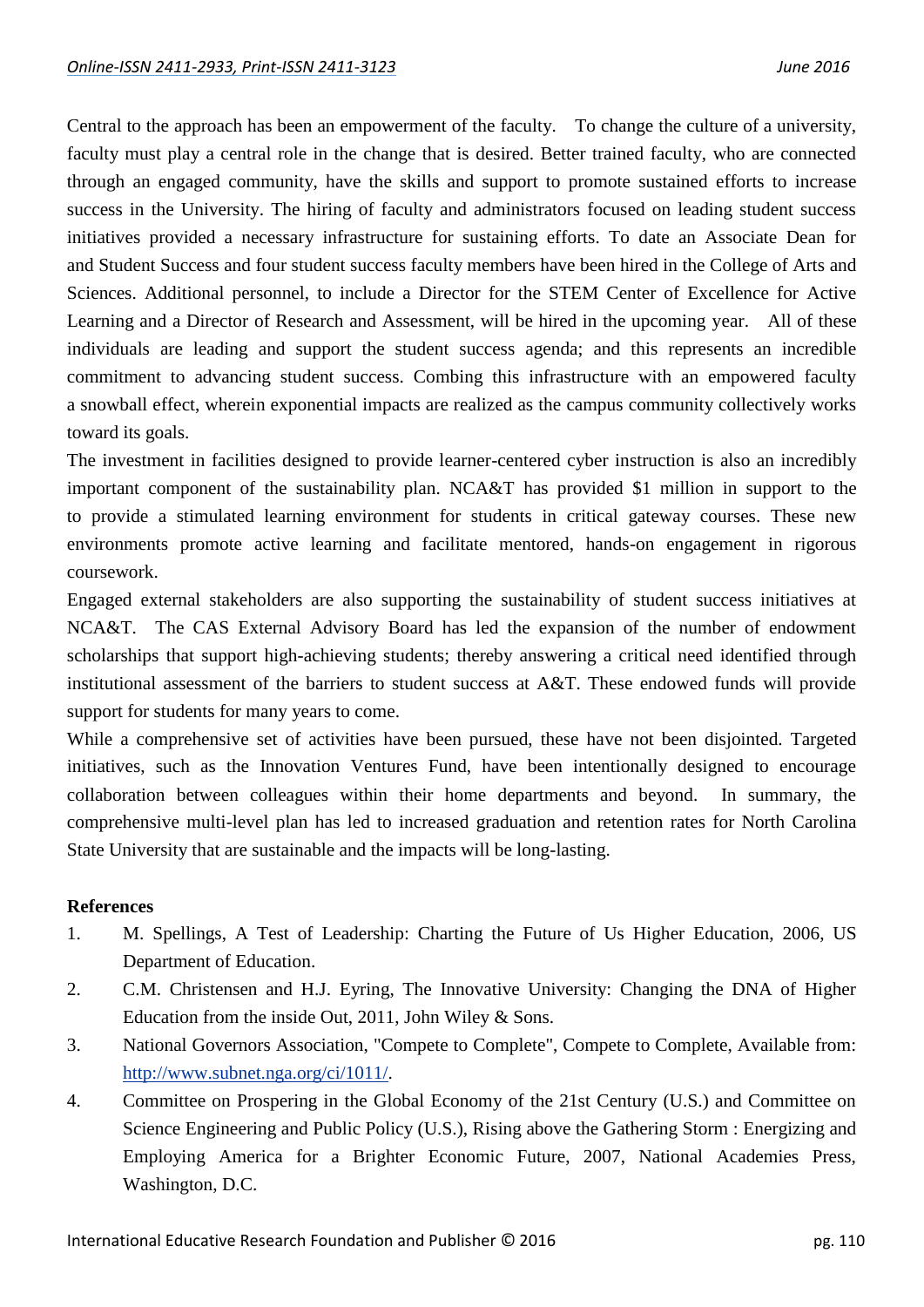Central to the approach has been an empowerment of the faculty. To change the culture of a university, faculty must play a central role in the change that is desired. Better trained faculty, who are connected through an engaged community, have the skills and support to promote sustained efforts to increase success in the University. The hiring of faculty and administrators focused on leading student success initiatives provided a necessary infrastructure for sustaining efforts. To date an Associate Dean for and Student Success and four student success faculty members have been hired in the College of Arts and Sciences. Additional personnel, to include a Director for the STEM Center of Excellence for Active Learning and a Director of Research and Assessment, will be hired in the upcoming year. All of these individuals are leading and support the student success agenda; and this represents an incredible commitment to advancing student success. Combing this infrastructure with an empowered faculty a snowball effect, wherein exponential impacts are realized as the campus community collectively works toward its goals.

The investment in facilities designed to provide learner-centered cyber instruction is also an incredibly important component of the sustainability plan. NCA&T has provided $1 million in support to the to provide a stimulated learning environment for students in critical gateway courses. These new environments promote active learning and facilitate mentored, hands-on engagement in rigorous coursework.

Engaged external stakeholders are also supporting the sustainability of student success initiatives at NCA&T. The CAS External Advisory Board has led the expansion of the number of endowment scholarships that support high-achieving students; thereby answering a critical need identified through institutional assessment of the barriers to student success at A&T. These endowed funds will provide support for students for many years to come.

While a comprehensive set of activities have been pursued, these have not been disjointed. Targeted initiatives, such as the Innovation Ventures Fund, have been intentionally designed to encourage collaboration between colleagues within their home departments and beyond. In summary, the comprehensive multi-level plan has led to increased graduation and retention rates for North Carolina State University that are sustainable and the impacts will be long-lasting.

**References**

1. M. Spellings, A Test of Leadership: Charting the Future of Us Higher Education, 2006, US Department of Education.
2. C.M. Christensen and H.J. Eyring, The Innovative University: Changing the DNA of Higher Education from the inside Out, 2011, John Wiley & Sons.
3. National Governors Association, "Compete to Complete", Compete to Complete, Available from: http://www.subnet.nga.org/ci/1011/.
4. Committee on Prospering in the Global Economy of the 21st Century (U.S.) and Committee on Science Engineering and Public Policy (U.S.), Rising above the Gathering Storm : Energizing and Employing America for a Brighter Economic Future, 2007, National Academies Press, Washington, D.C.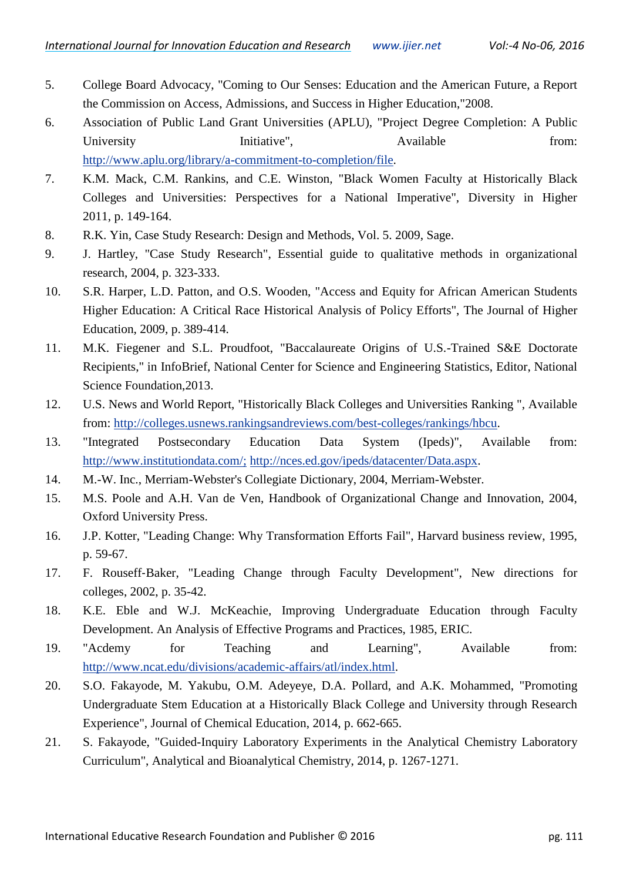5. College Board Advocacy, "Coming to Our Senses: Education and the American Future, a Report the Commission on Access, Admissions, and Success in Higher Education,"2008.
6. Association of Public Land Grant Universities (APLU), "Project Degree Completion: A Public University Initiative", Available from: http://www.aplu.org/library/a-commitment-to-completion/file.
7. K.M. Mack, C.M. Rankins, and C.E. Winston, "Black Women Faculty at Historically Black Colleges and Universities: Perspectives for a National Imperative", Diversity in Higher 2011, p. 149-164.
8. R.K. Yin, Case Study Research: Design and Methods, Vol. 5. 2009, Sage.
9. J. Hartley, "Case Study Research", Essential guide to qualitative methods in organizational research, 2004, p. 323-333.
10. S.R. Harper, L.D. Patton, and O.S. Wooden, "Access and Equity for African American Students Higher Education: A Critical Race Historical Analysis of Policy Efforts", The Journal of Higher Education, 2009, p. 389-414.
11. M.K. Fiegener and S.L. Proudfoot, "Baccalaureate Origins of U.S.-Trained S&E Doctorate Recipients," in InfoBrief, National Center for Science and Engineering Statistics, Editor, National Science Foundation,2013.
12. U.S. News and World Report, "Historically Black Colleges and Universities Ranking ", Available from: http://colleges.usnews.rankingsandreviews.com/best-colleges/rankings/hbcu.
13. "Integrated Postsecondary Education Data System (Ipeds)", Available from: http://www.institutiondata.com/; http://nces.ed.gov/ipeds/datacenter/Data.aspx.
14. M.-W. Inc., Merriam-Webster's Collegiate Dictionary, 2004, Merriam-Webster.
15. M.S. Poole and A.H. Van de Ven, Handbook of Organizational Change and Innovation, 2004, Oxford University Press.
16. J.P. Kotter, "Leading Change: Why Transformation Efforts Fail", Harvard business review, 1995, p. 59-67.
17. F. Rouseff-Baker, "Leading Change through Faculty Development", New directions for colleges, 2002, p. 35-42.
18. K.E. Eble and W.J. McKeachie, Improving Undergraduate Education through Faculty Development. An Analysis of Effective Programs and Practices, 1985, ERIC.
19. "Acdemy for Teaching and Learning", Available from: http://www.ncat.edu/divisions/academic-affairs/atl/index.html.
20. S.O. Fakayode, M. Yakubu, O.M. Adeyeye, D.A. Pollard, and A.K. Mohammed, "Promoting Undergraduate Stem Education at a Historically Black College and University through Research Experience", Journal of Chemical Education, 2014, p. 662-665.
21. S. Fakayode, "Guided-Inquiry Laboratory Experiments in the Analytical Chemistry Laboratory Curriculum", Analytical and Bioanalytical Chemistry, 2014, p. 1267-1271.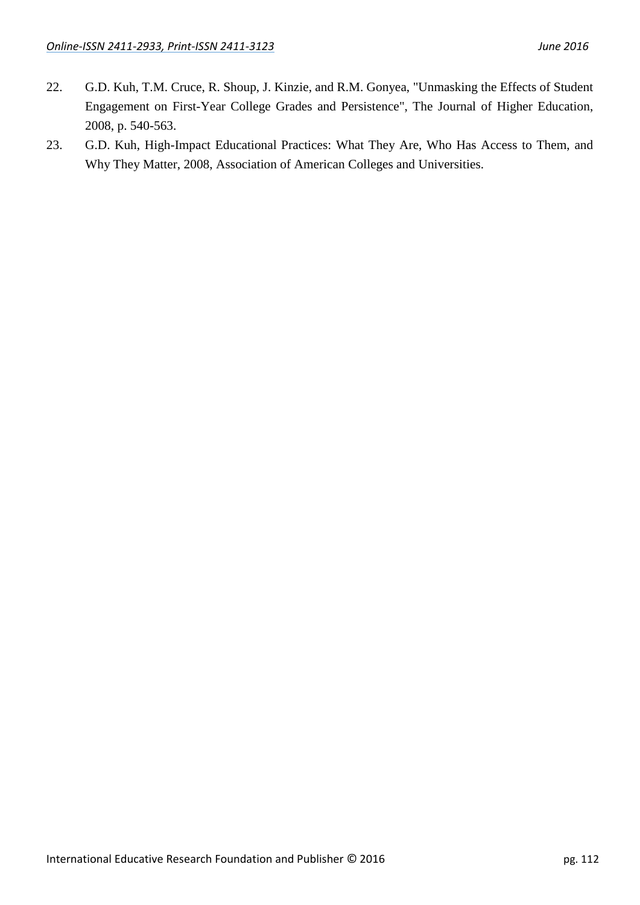22. G.D. Kuh, T.M. Cruce, R. Shoup, J. Kinzie, and R.M. Gonyea, "Unmasking the Effects of Student Engagement on First-Year College Grades and Persistence", The Journal of Higher Education, 2008, p. 540-563.
23. G.D. Kuh, High-Impact Educational Practices: What They Are, Who Has Access to Them, and Why They Matter, 2008, Association of American Colleges and Universities.